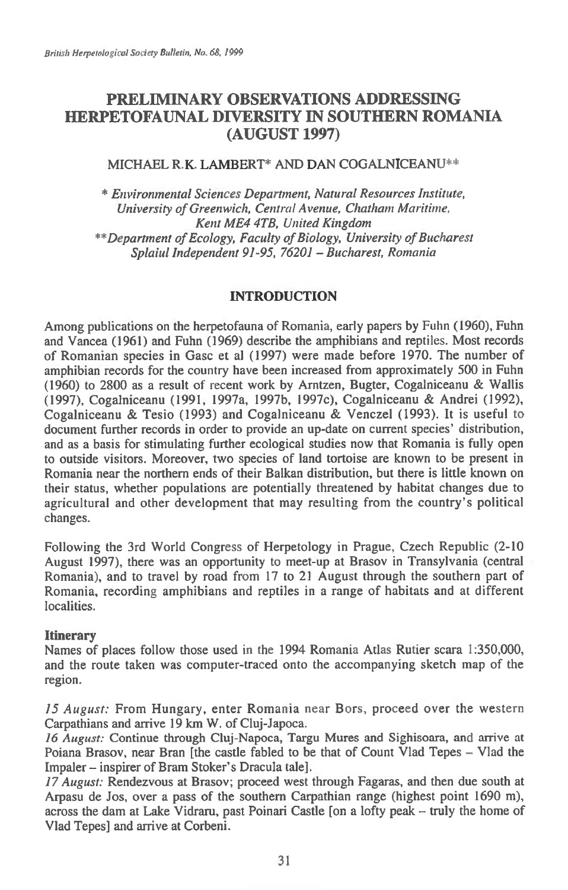# PRELIMINARY OBSERVATIONS ADDRESSING HERPETOFAUNAL DIVERSITY IN SOUTHERN ROMANIA (AUGUST 1997)

MICHAEL R.K. LAMBERT* AND DAN COGALNICEANU**

*\* Environmental Sciences Department, Natural Resources Institute, University of Greenwich, Central Avenue, Chatham Maritime, Kent ME4 4TB, United Kingdom*
*\*\*Department of Ecology, Faculty of Biology, University of Bucharest Splaiul Independent 91-95, 76201 – Bucharest, Romania*

## INTRODUCTION

Among publications on the herpetofauna of Romania, early papers by Fuhn (1960), Fuhn and Vancea (1961) and Fuhn (1969) describe the amphibians and reptiles. Most records of Romanian species in Gasc et al (1997) were made before 1970. The number of amphibian records for the country have been increased from approximately 500 in Fuhn (1960) to 2800 as a result of recent work by Arntzen, Bugter, Cogalniceanu & Wallis (1997), Cogalniceanu (1991, 1997a, 1997b, 1997c), Cogalniceanu & Andrei (1992), Cogalniceanu & Tesio (1993) and Cogalniceanu & Venczel (1993). It is useful to document further records in order to provide an up-date on current species' distribution, and as a basis for stimulating further ecological studies now that Romania is fully open to outside visitors. Moreover, two species of land tortoise are known to be present in Romania near the northern ends of their Balkan distribution, but there is little known on their status, whether populations are potentially threatened by habitat changes due to agricultural and other development that may resulting from the country's political changes.

Following the 3rd World Congress of Herpetology in Prague, Czech Republic (2-10 August 1997), there was an opportunity to meet-up at Brasov in Transylvania (central Romania), and to travel by road from 17 to 21 August through the southern part of Romania, recording amphibians and reptiles in a range of habitats and at different localities.

### Itinerary

Names of places follow those used in the 1994 Romania Atlas Rutier scara 1:350,000, and the route taken was computer-traced onto the accompanying sketch map of the region.

*15 August:* From Hungary, enter Romania near Bors, proceed over the western Carpathians and arrive 19 km W. of Cluj-Japoca.

*16 August:* Continue through Cluj-Napoca, Targu Mures and Sighisoara, and arrive at Poiana Brasov, near Bran [the castle fabled to be that of Count Vlad Tepes – Vlad the Impaler – inspirer of Bram Stoker's Dracula tale].

*17 August:* Rendezvous at Brasov; proceed west through Fagaras, and then due south at Arpasu de Jos, over a pass of the southern Carpathian range (highest point 1690 m), across the dam at Lake Vidraru, past Poinari Castle [on a lofty peak – truly the home of Vlad Tepes] and arrive at Corbeni.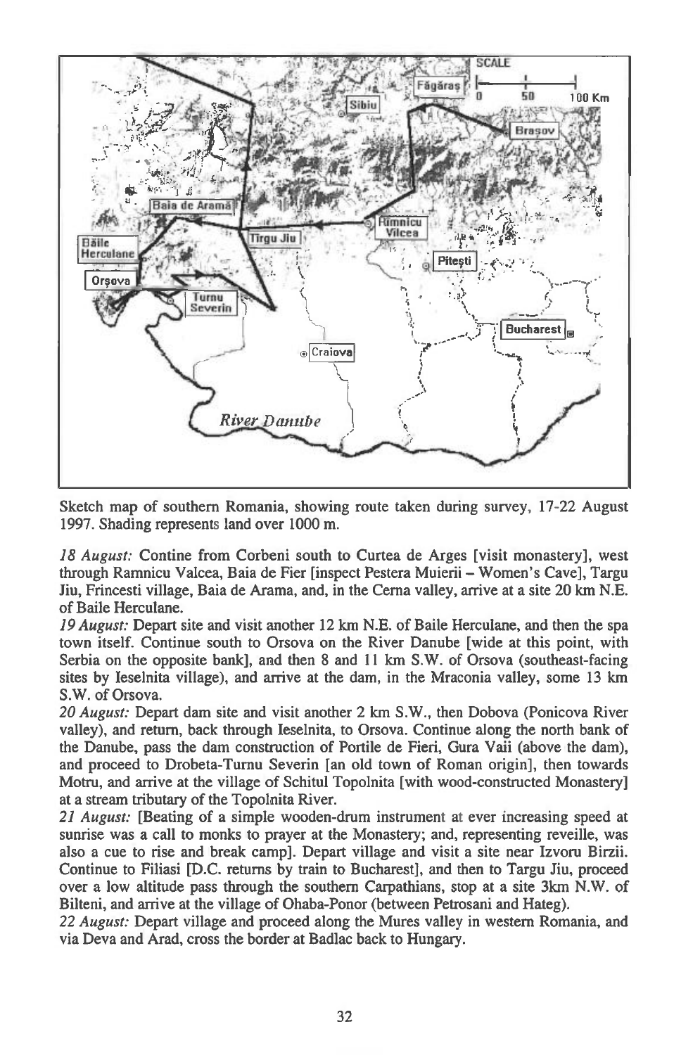Sketch map of southern Romania, showing route taken during survey, 17-22 August 1997. Shading represents land over 1000 m.

*18 August:* Contine from Corbeni south to Curtea de Arges [visit monastery], west through Ramnicu Valcea, Baia de Fier [inspect Pestera Muierii – Women's Cave], Targu Jiu, Frincesti village, Baia de Arama, and, in the Cerna valley, arrive at a site 20 km N.E. of Baile Herculane.

*19 August:* Depart site and visit another 12 km N.E. of Baile Herculane, and then the spa town itself. Continue south to Orsova on the River Danube [wide at this point, with Serbia on the opposite bank], and then 8 and 11 km S.W. of Orsova (southeast-facing sites by Ieselnita village), and arrive at the dam, in the Mraconia valley, some 13 km S.W. of Orsova.

*20 August:* Depart dam site and visit another 2 km S.W., then Dobova (Ponicova River valley), and return, back through Ieselnita, to Orsova. Continue along the north bank of the Danube, pass the dam construction of Portile de Fieri, Gura Vaii (above the dam), and proceed to Drobeta-Turnu Severin [an old town of Roman origin], then towards Motru, and arrive at the village of Schitul Topolnita [with wood-constructed Monastery] at a stream tributary of the Topolnita River.

*21 August:* [Beating of a simple wooden-drum instrument at ever increasing speed at sunrise was a call to monks to prayer at the Monastery; and, representing reveille, was also a cue to rise and break camp]. Depart village and visit a site near Izvoru Birzii. Continue to Filiasi [D.C. returns by train to Bucharest], and then to Targu Jiu, proceed over a low altitude pass through the southern Carpathians, stop at a site 3km N.W. of Bilteni, and arrive at the village of Ohaba-Ponor (between Petrosani and Hateg).

*22 August:* Depart village and proceed along the Mures valley in western Romania, and via Deva and Arad, cross the border at Badlac back to Hungary.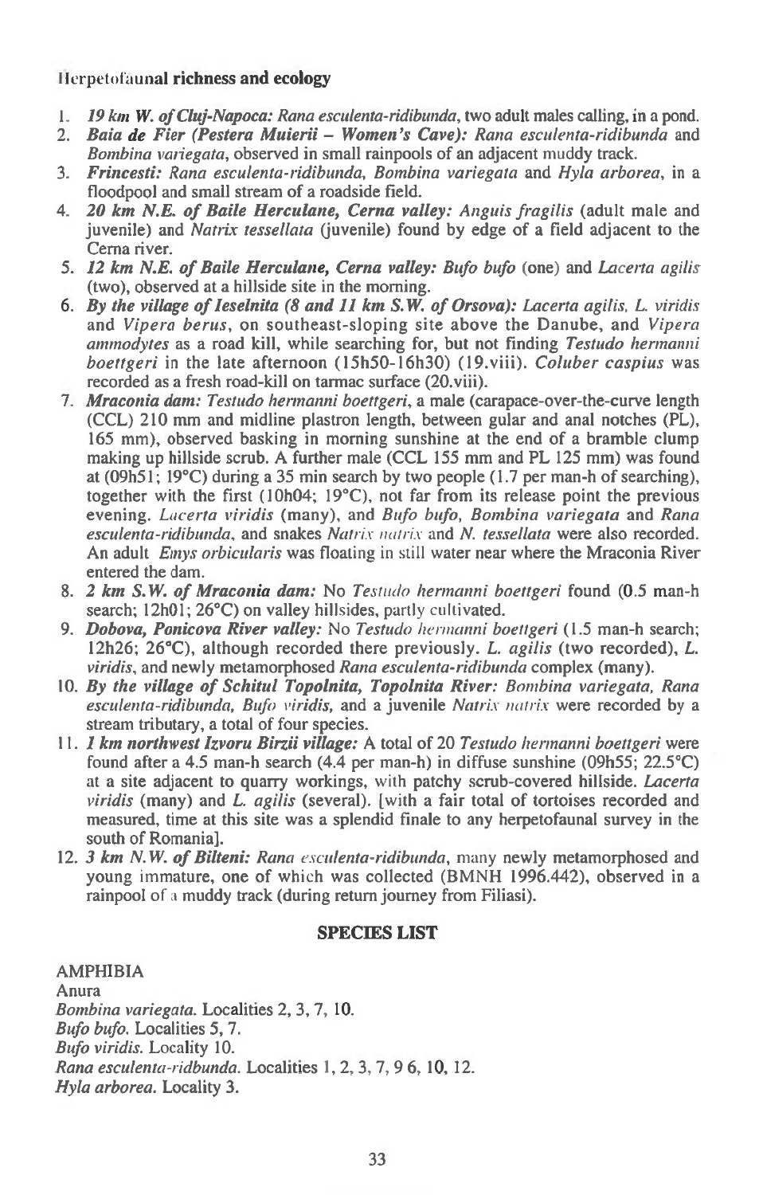## Herpetofaunal richness and ecology

1. ***19 km W. of Cluj-Napoca:*** *Rana esculenta-ridibunda*, two adult males calling, in a pond.
2. ***Baia de Fier (Pestera Muierii – Women's Cave):*** *Rana esculenta-ridibunda* and *Bombina variegata*, observed in small rainpools of an adjacent muddy track.
3. ***Frincesti:*** *Rana esculenta-ridibunda, Bombina variegata* and *Hyla arborea*, in a floodpool and small stream of a roadside field.
4. ***20 km N.E. of Baile Herculane, Cerna valley:*** *Anguis fragilis* (adult male and juvenile) and *Natrix tessellata* (juvenile) found by edge of a field adjacent to the Cerna river.
5. ***12 km N.E. of Baile Herculane, Cerna valley:*** *Bufo bufo* (one) and *Lacerta agilis* (two), observed at a hillside site in the morning.
6. ***By the village of Ieselnita (8 and 11 km S.W. of Orsova):*** *Lacerta agilis, L. viridis* and *Vipera berus*, on southeast-sloping site above the Danube, and *Vipera ammodytes* as a road kill, while searching for, but not finding *Testudo hermanni boettgeri* in the late afternoon (15h50-16h30) (19.viii). *Coluber caspius* was recorded as a fresh road-kill on tarmac surface (20.viii).
7. ***Mraconia dam:*** *Testudo hermanni boettgeri*, a male (carapace-over-the-curve length (CCL) 210 mm and midline plastron length, between gular and anal notches (PL), 165 mm), observed basking in morning sunshine at the end of a bramble clump making up hillside scrub. A further male (CCL 155 mm and PL 125 mm) was found at (09h51; 19°C) during a 35 min search by two people (1.7 per man-h of searching), together with the first (10h04; 19°C), not far from its release point the previous evening. *Lacerta viridis* (many), and *Bufo bufo, Bombina variegata* and *Rana esculenta-ridibunda*, and snakes *Natrix natrix* and *N. tessellata* were also recorded. An adult *Emys orbicularis* was floating in still water near where the Mraconia River entered the dam.
8. ***2 km S.W. of Mraconia dam:*** No *Testudo hermanni boettgeri* found (0.5 man-h search; 12h01; 26°C) on valley hillsides, partly cultivated.
9. ***Dobova, Ponicova River valley:*** No *Testudo hermanni boettgeri* (1.5 man-h search; 12h26; 26°C), although recorded there previously. *L. agilis* (two recorded), *L. viridis*, and newly metamorphosed *Rana esculenta-ridibunda* complex (many).
10. ***By the village of Schitul Topolnita, Topolnita River:*** *Bombina variegata, Rana esculenta-ridibunda, Bufo viridis,* and a juvenile *Natrix natrix* were recorded by a stream tributary, a total of four species.
11. ***1 km northwest Izvoru Birzii village:*** A total of 20 *Testudo hermanni boettgeri* were found after a 4.5 man-h search (4.4 per man-h) in diffuse sunshine (09h55; 22.5°C) at a site adjacent to quarry workings, with patchy scrub-covered hillside. *Lacerta viridis* (many) and *L. agilis* (several). [with a fair total of tortoises recorded and measured, time at this site was a splendid finale to any herpetofaunal survey in the south of Romania].
12. ***3 km N.W. of Bilteni:*** *Rana esculenta-ridibunda*, many newly metamorphosed and young immature, one of which was collected (BMNH 1996.442), observed in a rainpool of a muddy track (during return journey from Filiasi).

## SPECIES LIST

AMPHIBIA

Anura

*Bombina variegata.* Localities 2, 3, 7, 10.

*Bufo bufo.* Localities 5, 7.

*Bufo viridis.* Locality 10.

*Rana esculenta-ridbunda.* Localities 1, 2, 3, 7, 9 6, 10, 12.

*Hyla arborea.* Locality 3.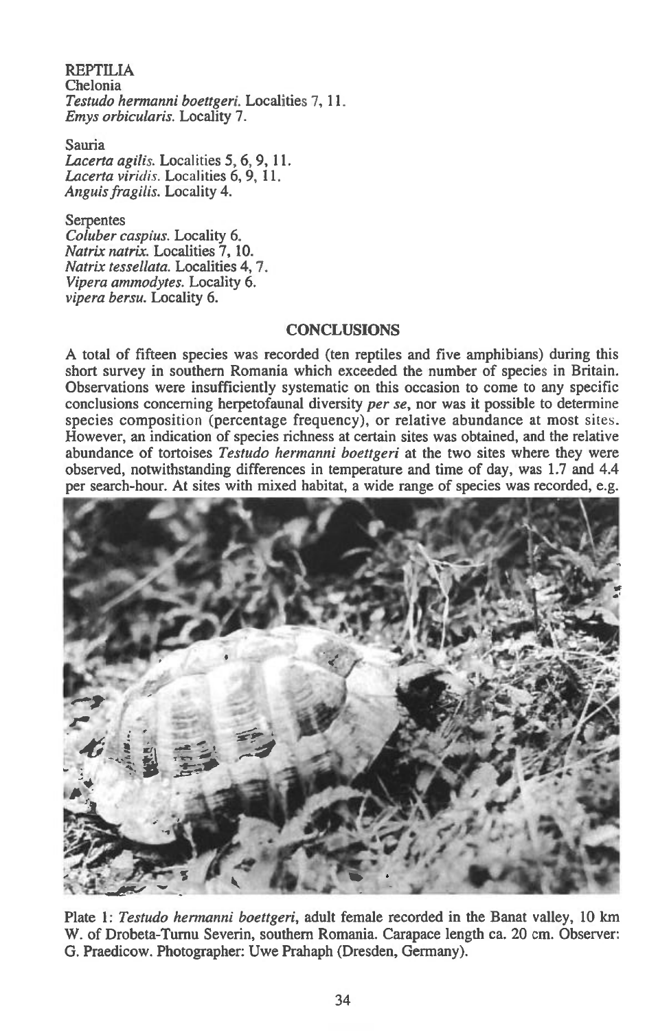REPTILIA

Chelonia

*Testudo hermanni boettgeri*. Localities 7, 11.
*Emys orbicularis*. Locality 7.

Sauria

*Lacerta agilis*. Localities 5, 6, 9, 11.
*Lacerta viridis*. Localities 6, 9, 11.
*Anguis fragilis*. Locality 4.

Serpentes

*Coluber caspius*. Locality 6.
*Natrix natrix*. Localities 7, 10.
*Natrix tessellata*. Localities 4, 7.
*Vipera ammodytes*. Locality 6.
*vipera bersu*. Locality 6.

## CONCLUSIONS

A total of fifteen species was recorded (ten reptiles and five amphibians) during this short survey in southern Romania which exceeded the number of species in Britain. Observations were insufficiently systematic on this occasion to come to any specific conclusions concerning herpetofaunal diversity *per se*, nor was it possible to determine species composition (percentage frequency), or relative abundance at most sites. However, an indication of species richness at certain sites was obtained, and the relative abundance of tortoises *Testudo hermanni boettgeri* at the two sites where they were observed, notwithstanding differences in temperature and time of day, was 1.7 and 4.4 per search-hour. At sites with mixed habitat, a wide range of species was recorded, e.g.

Plate 1: *Testudo hermanni boettgeri*, adult female recorded in the Banat valley, 10 km W. of Drobeta-Turnu Severin, southern Romania. Carapace length ca. 20 cm. Observer: G. Praedicow. Photographer: Uwe Prahaph (Dresden, Germany).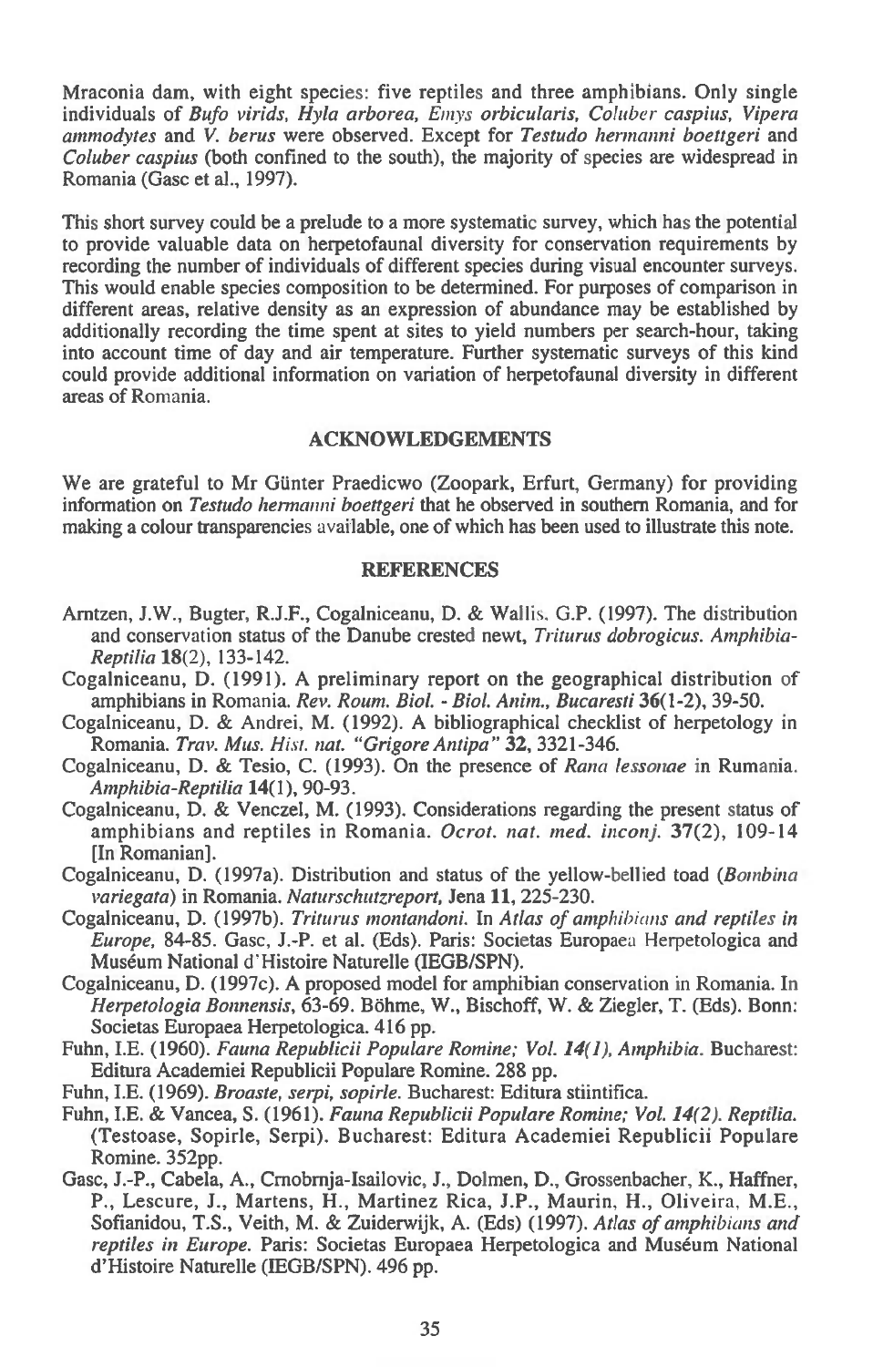Mraconia dam, with eight species: five reptiles and three amphibians. Only single individuals of *Bufo virids, Hyla arborea, Emys orbicularis, Coluber caspius, Vipera ammodytes* and *V. berus* were observed. Except for *Testudo hermanni boettgeri* and *Coluber caspius* (both confined to the south), the majority of species are widespread in Romania (Gasc et al., 1997).

This short survey could be a prelude to a more systematic survey, which has the potential to provide valuable data on herpetofaunal diversity for conservation requirements by recording the number of individuals of different species during visual encounter surveys. This would enable species composition to be determined. For purposes of comparison in different areas, relative density as an expression of abundance may be established by additionally recording the time spent at sites to yield numbers per search-hour, taking into account time of day and air temperature. Further systematic surveys of this kind could provide additional information on variation of herpetofaunal diversity in different areas of Romania.

## ACKNOWLEDGEMENTS

We are grateful to Mr Günter Praedicwo (Zoopark, Erfurt, Germany) for providing information on *Testudo hermanni boettgeri* that he observed in southern Romania, and for making a colour transparencies available, one of which has been used to illustrate this note.

## REFERENCES

Arntzen, J.W., Bugter, R.J.F., Cogalniceanu, D. & Wallis, G.P. (1997). The distribution and conservation status of the Danube crested newt, *Triturus dobrogicus*. *Amphibia-Reptilia* **18**(2), 133-142.

Cogalniceanu, D. (1991). A preliminary report on the geographical distribution of amphibians in Romania. *Rev. Roum. Biol. - Biol. Anim., Bucaresti* **36**(1-2), 39-50.

Cogalniceanu, D. & Andrei, M. (1992). A bibliographical checklist of herpetology in Romania. *Trav. Mus. Hist. nat. "Grigore Antipa"* **32**, 3321-346.

Cogalniceanu, D. & Tesio, C. (1993). On the presence of *Rana lessonae* in Rumania. *Amphibia-Reptilia* **14**(1), 90-93.

Cogalniceanu, D. & Venczel, M. (1993). Considerations regarding the present status of amphibians and reptiles in Romania. *Ocrot. nat. med. inconj.* **37**(2), 109-14 [In Romanian].

Cogalniceanu, D. (1997a). Distribution and status of the yellow-bellied toad (*Bombina variegata*) in Romania. *Naturschutzreport*, Jena **11**, 225-230.

Cogalniceanu, D. (1997b). *Triturus montandoni*. In *Atlas of amphibians and reptiles in Europe*, 84-85. Gasc, J.-P. et al. (Eds). Paris: Societas Europaea Herpetologica and Muséum National d'Histoire Naturelle (IEGB/SPN).

Cogalniceanu, D. (1997c). A proposed model for amphibian conservation in Romania. In *Herpetologia Bonnensis*, 63-69. Böhme, W., Bischoff, W. & Ziegler, T. (Eds). Bonn: Societas Europaea Herpetologica. 416 pp.

Fuhn, I.E. (1960). *Fauna Republicii Populare Romine; Vol. 14(1), Amphibia*. Bucharest: Editura Academiei Republicii Populare Romine. 288 pp.

Fuhn, I.E. (1969). *Broaste, serpi, sopirle*. Bucharest: Editura stiintifica.

Fuhn, I.E. & Vancea, S. (1961). *Fauna Republicii Populare Romine; Vol. 14(2). Reptilia.* (Testoase, Sopirle, Serpi). Bucharest: Editura Academiei Republicii Populare Romine. 352pp.

Gasc, J.-P., Cabela, A., Crnobrnja-Isailovic, J., Dolmen, D., Grossenbacher, K., Haffner, P., Lescure, J., Martens, H., Martinez Rica, J.P., Maurin, H., Oliveira, M.E., Sofianidou, T.S., Veith, M. & Zuiderwijk, A. (Eds) (1997). *Atlas of amphibians and reptiles in Europe.* Paris: Societas Europaea Herpetologica and Muséum National d'Histoire Naturelle (IEGB/SPN). 496 pp.